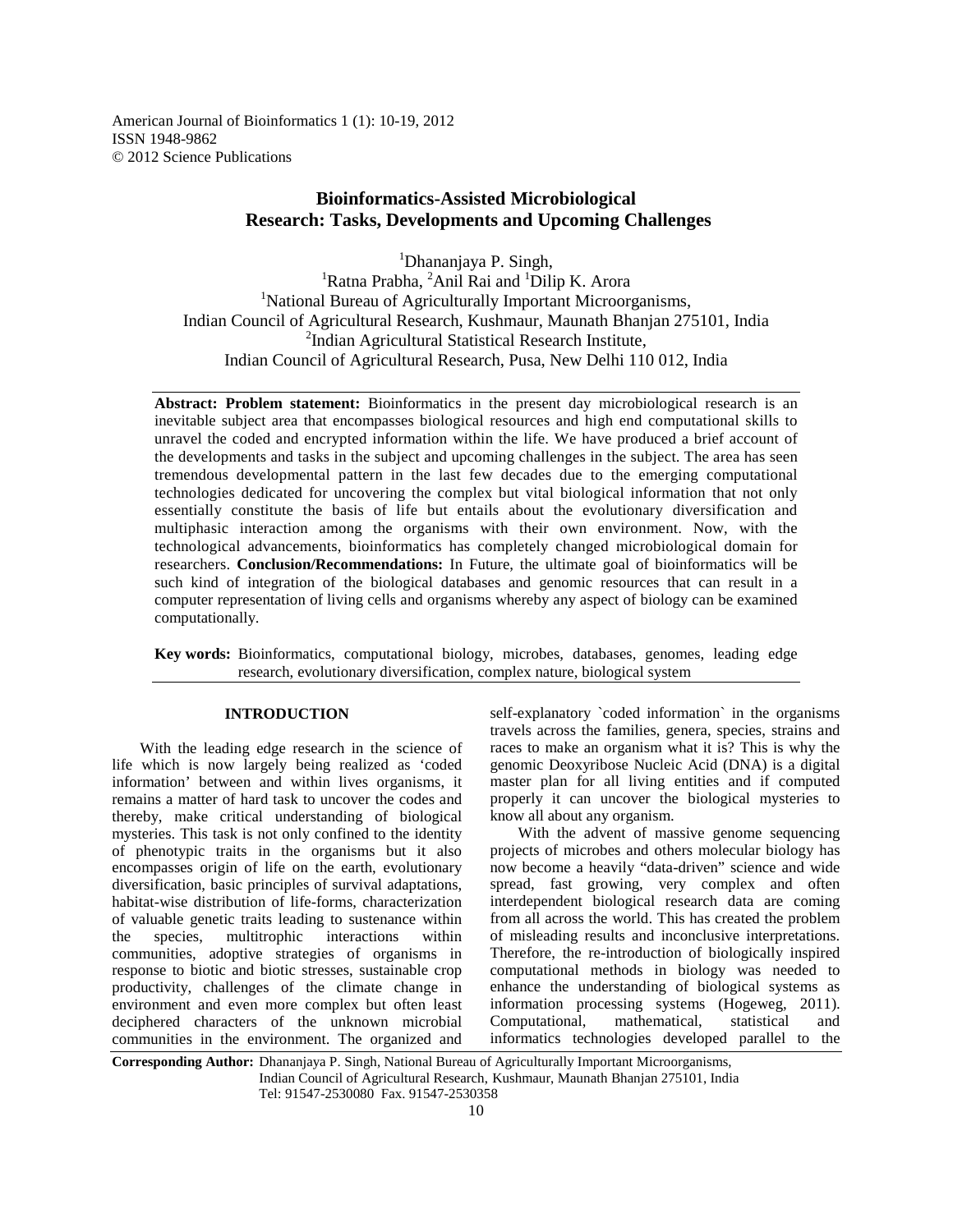American Journal of Bioinformatics 1 (1): 10-19, 2012
ISSN 1948-9862
© 2012 Science Publications

# Bioinformatics-Assisted Microbiological Research: Tasks, Developments and Upcoming Challenges

[1]Dhananjaya P. Singh,
[1]Ratna Prabha, [2]Anil Rai and [1]Dilip K. Arora
[1]National Bureau of Agriculturally Important Microorganisms,
Indian Council of Agricultural Research, Kushmaur, Maunath Bhanjan 275101, India
[2]Indian Agricultural Statistical Research Institute,
Indian Council of Agricultural Research, Pusa, New Delhi 110 012, India

**Abstract: Problem statement:** Bioinformatics in the present day microbiological research is an inevitable subject area that encompasses biological resources and high end computational skills to unravel the coded and encrypted information within the life. We have produced a brief account of the developments and tasks in the subject and upcoming challenges in the subject. The area has seen tremendous developmental pattern in the last few decades due to the emerging computational technologies dedicated for uncovering the complex but vital biological information that not only essentially constitute the basis of life but entails about the evolutionary diversification and multiphasic interaction among the organisms with their own environment. Now, with the technological advancements, bioinformatics has completely changed microbiological domain for researchers. **Conclusion/Recommendations:** In Future, the ultimate goal of bioinformatics will be such kind of integration of the biological databases and genomic resources that can result in a computer representation of living cells and organisms whereby any aspect of biology can be examined computationally.

**Key words:** Bioinformatics, computational biology, microbes, databases, genomes, leading edge research, evolutionary diversification, complex nature, biological system

## INTRODUCTION

With the leading edge research in the science of life which is now largely being realized as 'coded information' between and within lives organisms, it remains a matter of hard task to uncover the codes and thereby, make critical understanding of biological mysteries. This task is not only confined to the identity of phenotypic traits in the organisms but it also encompasses origin of life on the earth, evolutionary diversification, basic principles of survival adaptations, habitat-wise distribution of life-forms, characterization of valuable genetic traits leading to sustenance within the species, multitrophic interactions within communities, adoptive strategies of organisms in response to biotic and biotic stresses, sustainable crop productivity, challenges of the climate change in environment and even more complex but often least deciphered characters of the unknown microbial communities in the environment. The organized and self-explanatory `coded information` in the organisms travels across the families, genera, species, strains and races to make an organism what it is? This is why the genomic Deoxyribose Nucleic Acid (DNA) is a digital master plan for all living entities and if computed properly it can uncover the biological mysteries to know all about any organism.

With the advent of massive genome sequencing projects of microbes and others molecular biology has now become a heavily "data-driven" science and wide spread, fast growing, very complex and often interdependent biological research data are coming from all across the world. This has created the problem of misleading results and inconclusive interpretations. Therefore, the re-introduction of biologically inspired computational methods in biology was needed to enhance the understanding of biological systems as information processing systems (Hogeweg, 2011). Computational, mathematical, statistical and informatics technologies developed parallel to the

**Corresponding Author:** Dhananjaya P. Singh, National Bureau of Agriculturally Important Microorganisms, Indian Council of Agricultural Research, Kushmaur, Maunath Bhanjan 275101, India
Tel: 91547-2530080 Fax. 91547-2530358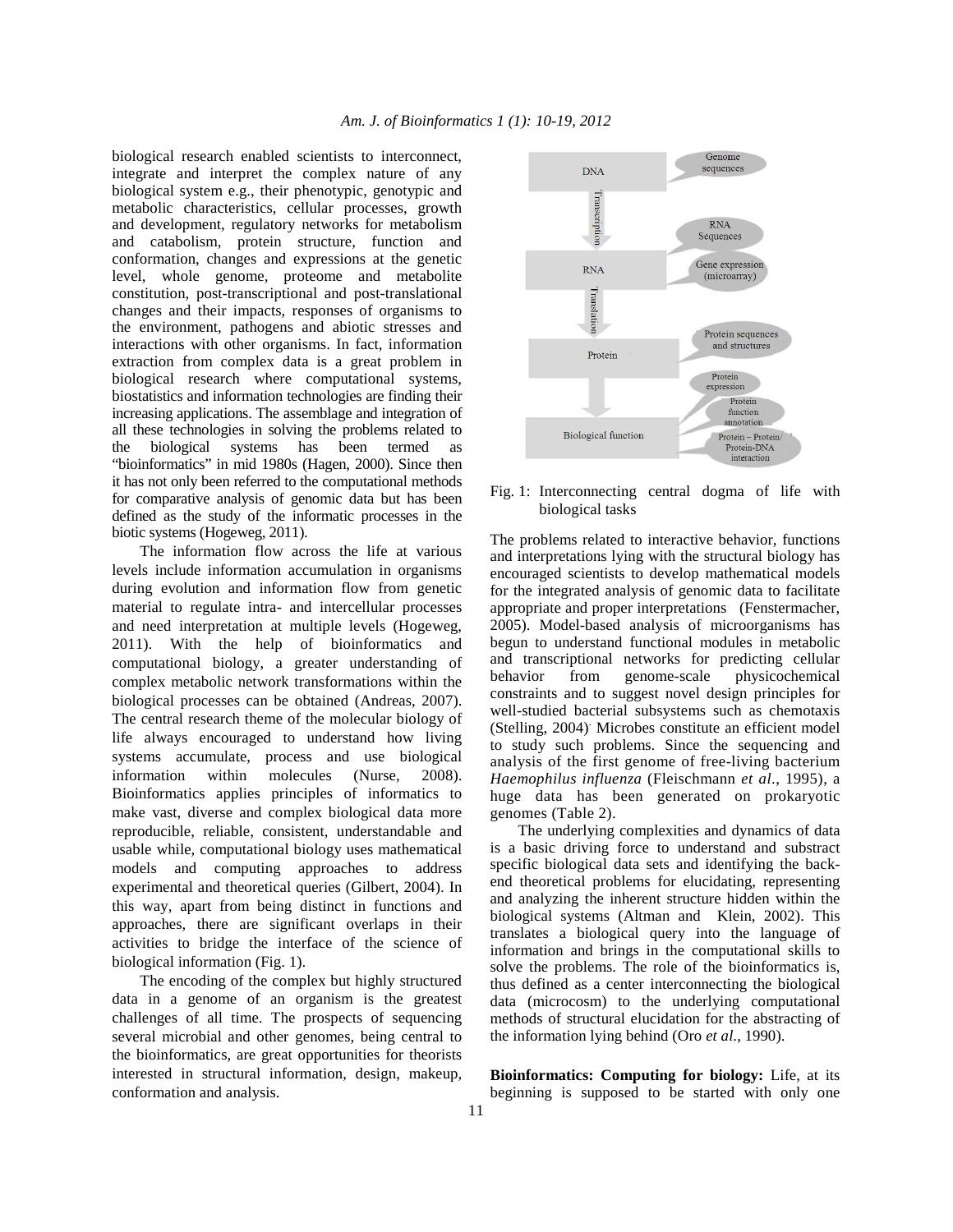biological research enabled scientists to interconnect, integrate and interpret the complex nature of any biological system e.g., their phenotypic, genotypic and metabolic characteristics, cellular processes, growth and development, regulatory networks for metabolism and catabolism, protein structure, function and conformation, changes and expressions at the genetic level, whole genome, proteome and metabolite constitution, post-transcriptional and post-translational changes and their impacts, responses of organisms to the environment, pathogens and abiotic stresses and interactions with other organisms. In fact, information extraction from complex data is a great problem in biological research where computational systems, biostatistics and information technologies are finding their increasing applications. The assemblage and integration of all these technologies in solving the problems related to the biological systems has been termed as "bioinformatics" in mid 1980s (Hagen, 2000). Since then it has not only been referred to the computational methods for comparative analysis of genomic data but has been defined as the study of the informatic processes in the biotic systems (Hogeweg, 2011).

The information flow across the life at various levels include information accumulation in organisms during evolution and information flow from genetic material to regulate intra- and intercellular processes and need interpretation at multiple levels (Hogeweg, 2011). With the help of bioinformatics and computational biology, a greater understanding of complex metabolic network transformations within the biological processes can be obtained (Andreas, 2007). The central research theme of the molecular biology of life always encouraged to understand how living systems accumulate, process and use biological information within molecules (Nurse, 2008). Bioinformatics applies principles of informatics to make vast, diverse and complex biological data more reproducible, reliable, consistent, understandable and usable while, computational biology uses mathematical models and computing approaches to address experimental and theoretical queries (Gilbert, 2004). In this way, apart from being distinct in functions and approaches, there are significant overlaps in their activities to bridge the interface of the science of biological information (Fig. 1).

The encoding of the complex but highly structured data in a genome of an organism is the greatest challenges of all time. The prospects of sequencing several microbial and other genomes, being central to the bioinformatics, are great opportunities for theorists interested in structural information, design, makeup, conformation and analysis.

Fig. 1: Interconnecting central dogma of life with biological tasks

The problems related to interactive behavior, functions and interpretations lying with the structural biology has encouraged scientists to develop mathematical models for the integrated analysis of genomic data to facilitate appropriate and proper interpretations (Fenstermacher, 2005). Model-based analysis of microorganisms has begun to understand functional modules in metabolic and transcriptional networks for predicting cellular behavior from genome-scale physicochemical constraints and to suggest novel design principles for well-studied bacterial subsystems such as chemotaxis (Stelling, 2004). Microbes constitute an efficient model to study such problems. Since the sequencing and analysis of the first genome of free-living bacterium *Haemophilus influenza* (Fleischmann *et al*., 1995), a huge data has been generated on prokaryotic genomes (Table 2).

The underlying complexities and dynamics of data is a basic driving force to understand and substract specific biological data sets and identifying the back-end theoretical problems for elucidating, representing and analyzing the inherent structure hidden within the biological systems (Altman and Klein, 2002). This translates a biological query into the language of information and brings in the computational skills to solve the problems. The role of the bioinformatics is, thus defined as a center interconnecting the biological data (microcosm) to the underlying computational methods of structural elucidation for the abstracting of the information lying behind (Oro *et al*., 1990).

**Bioinformatics: Computing for biology:** Life, at its beginning is supposed to be started with only one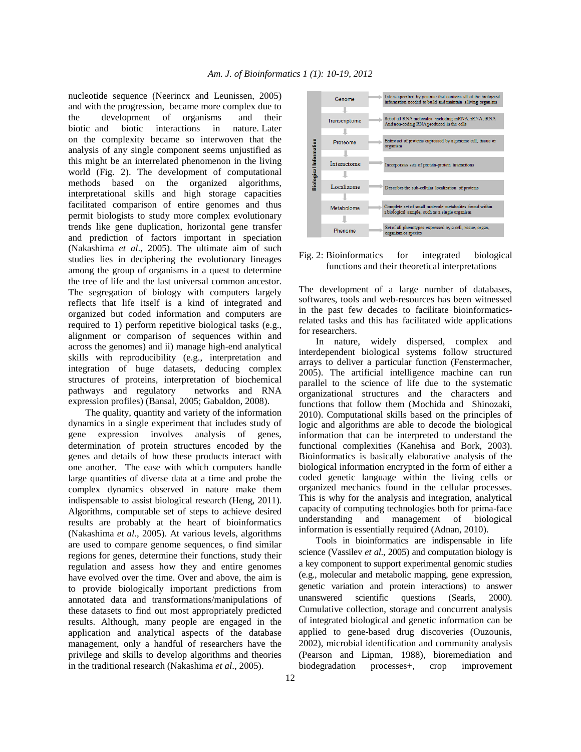nucleotide sequence (Neerincx and Leunissen, 2005) and with the progression, became more complex due to the development of organisms and their biotic and biotic interactions in nature. Later on the complexity became so interwoven that the analysis of any single component seems unjustified as this might be an interrelated phenomenon in the living world (Fig. 2). The development of computational methods based on the organized algorithms, interpretational skills and high storage capacities facilitated comparison of entire genomes and thus permit biologists to study more complex evolutionary trends like gene duplication, horizontal gene transfer and prediction of factors important in speciation (Nakashima *et al*., 2005). The ultimate aim of such studies lies in deciphering the evolutionary lineages among the group of organisms in a quest to determine the tree of life and the last universal common ancestor. The segregation of biology with computers largely reflects that life itself is a kind of integrated and organized but coded information and computers are required to 1) perform repetitive biological tasks (e.g., alignment or comparison of sequences within and across the genomes) and ii) manage high-end analytical skills with reproducibility (e.g., interpretation and integration of huge datasets, deducing complex structures of proteins, interpretation of biochemical pathways and regulatory networks and RNA expression profiles) (Bansal, 2005; Gabaldon, 2008).

The quality, quantity and variety of the information dynamics in a single experiment that includes study of gene expression involves analysis of genes, determination of protein structures encoded by the genes and details of how these products interact with one another. The ease with which computers handle large quantities of diverse data at a time and probe the complex dynamics observed in nature make them indispensable to assist biological research (Heng, 2011). Algorithms, computable set of steps to achieve desired results are probably at the heart of bioinformatics (Nakashima *et al*., 2005). At various levels, algorithms are used to compare genome sequences, o find similar regions for genes, determine their functions, study their regulation and assess how they and entire genomes have evolved over the time. Over and above, the aim is to provide biologically important predictions from annotated data and transformations/manipulations of these datasets to find out most appropriately predicted results. Although, many people are engaged in the application and analytical aspects of the database management, only a handful of researchers have the privilege and skills to develop algorithms and theories in the traditional research (Nakashima *et al*., 2005).

| Biological Information | |
|---|---|
| Genome | Life is specified by genome that contains all of the biological information needed to build and maintain a living organism |
| Transcriptome | Set of all RNA molecules, including mRNA, rRNA, tRNA And non-coding RNA produced in the cells |
| Proteome | Entire set of proteins expressed by a genome cell, tissue or organism |
| Interactome | Incorporates sets of protein-protein interactions |
| Localizome | Describes the sub-cellular localization of proteins |
| Metabolome | Complete set of small molecule metabolites found within a biological sample, such as a single organism |
| Phenome | Set of all phenotypes expressed by a cell, tissue, organ, organism or species |

Fig. 2: Bioinformatics for integrated biological functions and their theoretical interpretations

The development of a large number of databases, softwares, tools and web-resources has been witnessed in the past few decades to facilitate bioinformatics-related tasks and this has facilitated wide applications for researchers.

In nature, widely dispersed, complex and interdependent biological systems follow structured arrays to deliver a particular function (Fenstermacher, 2005). The artificial intelligence machine can run parallel to the science of life due to the systematic organizational structures and the characters and functions that follow them (Mochida and Shinozaki, 2010). Computational skills based on the principles of logic and algorithms are able to decode the biological information that can be interpreted to understand the functional complexities (Kanehisa and Bork, 2003). Bioinformatics is basically elaborative analysis of the biological information encrypted in the form of either a coded genetic language within the living cells or organized mechanics found in the cellular processes. This is why for the analysis and integration, analytical capacity of computing technologies both for prima-face understanding and management of biological information is essentially required (Adnan, 2010).

Tools in bioinformatics are indispensable in life science (Vassilev *et al*., 2005) and computation biology is a key component to support experimental genomic studies (e.g., molecular and metabolic mapping, gene expression, genetic variation and protein interactions) to answer unanswered scientific questions (Searls, 2000). Cumulative collection, storage and concurrent analysis of integrated biological and genetic information can be applied to gene-based drug discoveries (Ouzounis, 2002), microbial identification and community analysis (Pearson and Lipman, 1988), bioremediation and biodegradation processes+, crop improvement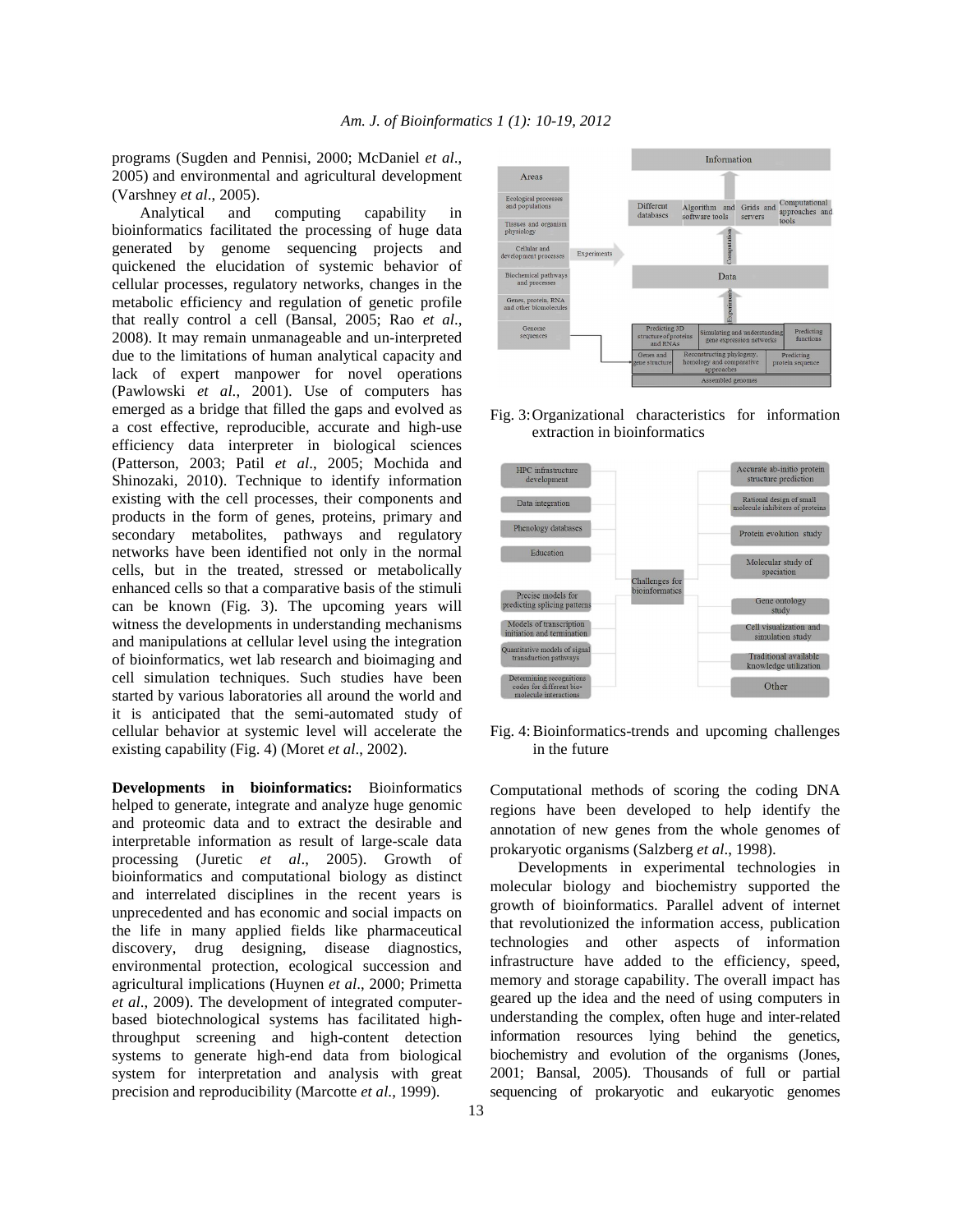programs (Sugden and Pennisi, 2000; McDaniel *et al*., 2005) and environmental and agricultural development (Varshney *et al*., 2005).

Analytical and computing capability in bioinformatics facilitated the processing of huge data generated by genome sequencing projects and quickened the elucidation of systemic behavior of cellular processes, regulatory networks, changes in the metabolic efficiency and regulation of genetic profile that really control a cell (Bansal, 2005; Rao *et al*., 2008). It may remain unmanageable and un-interpreted due to the limitations of human analytical capacity and lack of expert manpower for novel operations (Pawlowski *et al*., 2001). Use of computers has emerged as a bridge that filled the gaps and evolved as a cost effective, reproducible, accurate and high-use efficiency data interpreter in biological sciences (Patterson, 2003; Patil *et al*., 2005; Mochida and Shinozaki, 2010). Technique to identify information existing with the cell processes, their components and products in the form of genes, proteins, primary and secondary metabolites, pathways and regulatory networks have been identified not only in the normal cells, but in the treated, stressed or metabolically enhanced cells so that a comparative basis of the stimuli can be known (Fig. 3). The upcoming years will witness the developments in understanding mechanisms and manipulations at cellular level using the integration of bioinformatics, wet lab research and bioimaging and cell simulation techniques. Such studies have been started by various laboratories all around the world and it is anticipated that the semi-automated study of cellular behavior at systemic level will accelerate the existing capability (Fig. 4) (Moret *et al*., 2002).

Fig. 3: Organizational characteristics for information extraction in bioinformatics

Fig. 4: Bioinformatics-trends and upcoming challenges in the future

**Developments in bioinformatics:** Bioinformatics helped to generate, integrate and analyze huge genomic and proteomic data and to extract the desirable and interpretable information as result of large-scale data processing (Juretic *et al*., 2005). Growth of bioinformatics and computational biology as distinct and interrelated disciplines in the recent years is unprecedented and has economic and social impacts on the life in many applied fields like pharmaceutical discovery, drug designing, disease diagnostics, environmental protection, ecological succession and agricultural implications (Huynen *et al*., 2000; Primetta *et al*., 2009). The development of integrated computer-based biotechnological systems has facilitated high-throughput screening and high-content detection systems to generate high-end data from biological system for interpretation and analysis with great precision and reproducibility (Marcotte *et al*., 1999). Computational methods of scoring the coding DNA regions have been developed to help identify the annotation of new genes from the whole genomes of prokaryotic organisms (Salzberg *et al*., 1998).

Developments in experimental technologies in molecular biology and biochemistry supported the growth of bioinformatics. Parallel advent of internet that revolutionized the information access, publication technologies and other aspects of information infrastructure have added to the efficiency, speed, memory and storage capability. The overall impact has geared up the idea and the need of using computers in understanding the complex, often huge and inter-related information resources lying behind the genetics, biochemistry and evolution of the organisms (Jones, 2001; Bansal, 2005). Thousands of full or partial sequencing of prokaryotic and eukaryotic genomes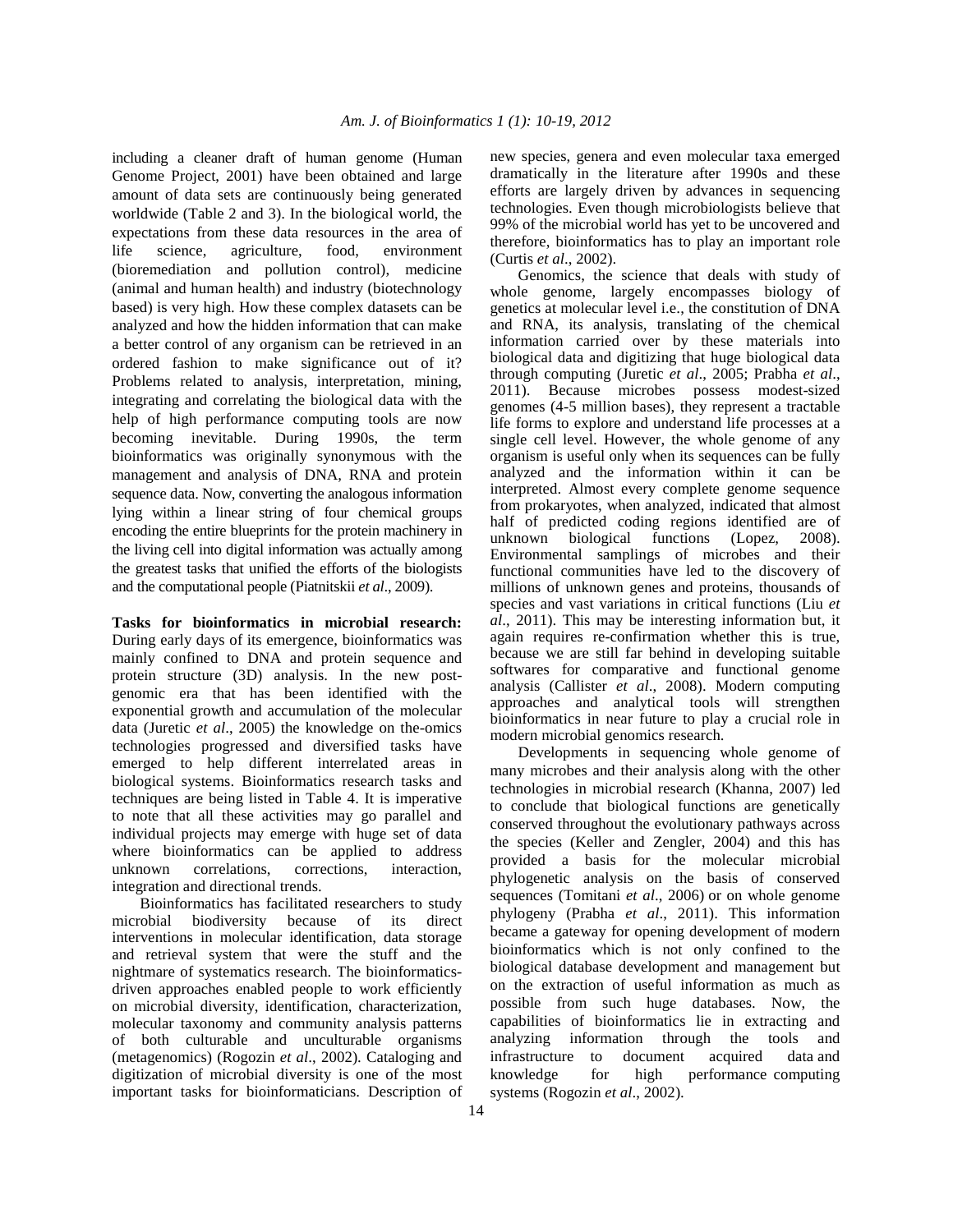including a cleaner draft of human genome (Human Genome Project, 2001) have been obtained and large amount of data sets are continuously being generated worldwide (Table 2 and 3). In the biological world, the expectations from these data resources in the area of life science, agriculture, food, environment (bioremediation and pollution control), medicine (animal and human health) and industry (biotechnology based) is very high. How these complex datasets can be analyzed and how the hidden information that can make a better control of any organism can be retrieved in an ordered fashion to make significance out of it? Problems related to analysis, interpretation, mining, integrating and correlating the biological data with the help of high performance computing tools are now becoming inevitable. During 1990s, the term bioinformatics was originally synonymous with the management and analysis of DNA, RNA and protein sequence data. Now, converting the analogous information lying within a linear string of four chemical groups encoding the entire blueprints for the protein machinery in the living cell into digital information was actually among the greatest tasks that unified the efforts of the biologists and the computational people (Piatnitskii *et al*., 2009).

**Tasks for bioinformatics in microbial research:** During early days of its emergence, bioinformatics was mainly confined to DNA and protein sequence and protein structure (3D) analysis. In the new post-genomic era that has been identified with the exponential growth and accumulation of the molecular data (Juretic *et al*., 2005) the knowledge on the-omics technologies progressed and diversified tasks have emerged to help different interrelated areas in biological systems. Bioinformatics research tasks and techniques are being listed in Table 4. It is imperative to note that all these activities may go parallel and individual projects may emerge with huge set of data where bioinformatics can be applied to address unknown correlations, corrections, interaction, integration and directional trends.

Bioinformatics has facilitated researchers to study microbial biodiversity because of its direct interventions in molecular identification, data storage and retrieval system that were the stuff and the nightmare of systematics research. The bioinformatics-driven approaches enabled people to work efficiently on microbial diversity, identification, characterization, molecular taxonomy and community analysis patterns of both culturable and unculturable organisms (metagenomics) (Rogozin *et al*., 2002). Cataloging and digitization of microbial diversity is one of the most important tasks for bioinformaticians. Description of new species, genera and even molecular taxa emerged dramatically in the literature after 1990s and these efforts are largely driven by advances in sequencing technologies. Even though microbiologists believe that 99% of the microbial world has yet to be uncovered and therefore, bioinformatics has to play an important role (Curtis *et al*., 2002).

Genomics, the science that deals with study of whole genome, largely encompasses biology of genetics at molecular level i.e., the constitution of DNA and RNA, its analysis, translating of the chemical information carried over by these materials into biological data and digitizing that huge biological data through computing (Juretic *et al*., 2005; Prabha *et al*., 2011). Because microbes possess modest-sized genomes (4-5 million bases), they represent a tractable life forms to explore and understand life processes at a single cell level. However, the whole genome of any organism is useful only when its sequences can be fully analyzed and the information within it can be interpreted. Almost every complete genome sequence from prokaryotes, when analyzed, indicated that almost half of predicted coding regions identified are of unknown biological functions (Lopez, 2008). Environmental samplings of microbes and their functional communities have led to the discovery of millions of unknown genes and proteins, thousands of species and vast variations in critical functions (Liu *et al*., 2011). This may be interesting information but, it again requires re-confirmation whether this is true, because we are still far behind in developing suitable softwares for comparative and functional genome analysis (Callister *et al*., 2008). Modern computing approaches and analytical tools will strengthen bioinformatics in near future to play a crucial role in modern microbial genomics research.

Developments in sequencing whole genome of many microbes and their analysis along with the other technologies in microbial research (Khanna, 2007) led to conclude that biological functions are genetically conserved throughout the evolutionary pathways across the species (Keller and Zengler, 2004) and this has provided a basis for the molecular microbial phylogenetic analysis on the basis of conserved sequences (Tomitani *et al*., 2006) or on whole genome phylogeny (Prabha *et al*., 2011). This information became a gateway for opening development of modern bioinformatics which is not only confined to the biological database development and management but on the extraction of useful information as much as possible from such huge databases. Now, the capabilities of bioinformatics lie in extracting and analyzing information through the tools and infrastructure to document acquired data and knowledge for high performance computing systems (Rogozin *et al*., 2002).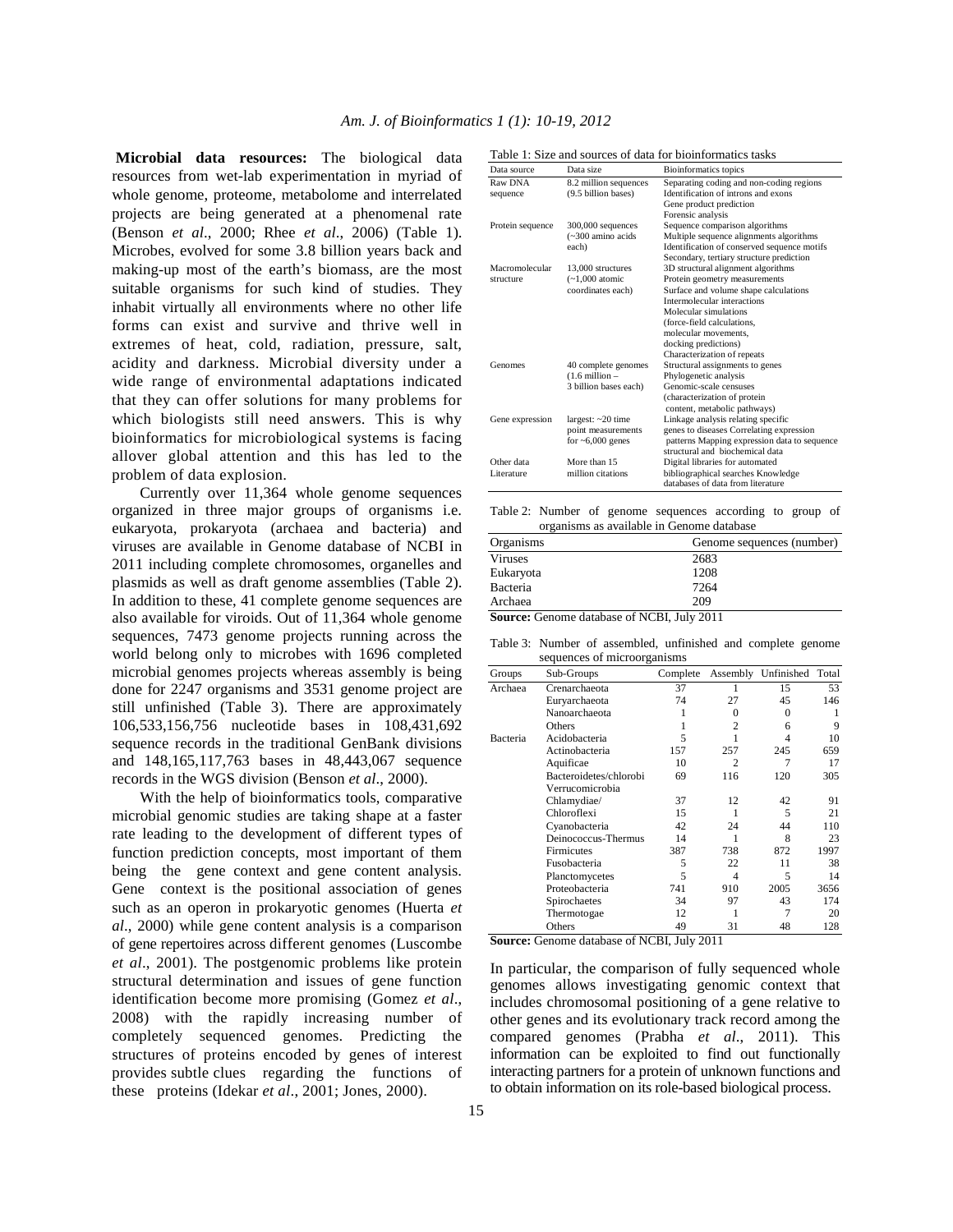**Microbial data resources:** The biological data resources from wet-lab experimentation in myriad of whole genome, proteome, metabolome and interrelated projects are being generated at a phenomenal rate (Benson *et al*., 2000; Rhee *et al*., 2006) (Table 1). Microbes, evolved for some 3.8 billion years back and making-up most of the earth's biomass, are the most suitable organisms for such kind of studies. They inhabit virtually all environments where no other life forms can exist and survive and thrive well in extremes of heat, cold, radiation, pressure, salt, acidity and darkness. Microbial diversity under a wide range of environmental adaptations indicated that they can offer solutions for many problems for which biologists still need answers. This is why bioinformatics for microbiological systems is facing allover global attention and this has led to the problem of data explosion.

Currently over 11,364 whole genome sequences organized in three major groups of organisms i.e. eukaryota, prokaryota (archaea and bacteria) and viruses are available in Genome database of NCBI in 2011 including complete chromosomes, organelles and plasmids as well as draft genome assemblies (Table 2). In addition to these, 41 complete genome sequences are also available for viroids. Out of 11,364 whole genome sequences, 7473 genome projects running across the world belong only to microbes with 1696 completed microbial genomes projects whereas assembly is being done for 2247 organisms and 3531 genome project are still unfinished (Table 3). There are approximately 106,533,156,756 nucleotide bases in 108,431,692 sequence records in the traditional GenBank divisions and 148,165,117,763 bases in 48,443,067 sequence records in the WGS division (Benson *et al*., 2000).

With the help of bioinformatics tools, comparative microbial genomic studies are taking shape at a faster rate leading to the development of different types of function prediction concepts, most important of them being the gene context and gene content analysis. Gene context is the positional association of genes such as an operon in prokaryotic genomes (Huerta *et al*., 2000) while gene content analysis is a comparison of gene repertoires across different genomes (Luscombe *et al*., 2001). The postgenomic problems like protein structural determination and issues of gene function identification become more promising (Gomez *et al*., 2008) with the rapidly increasing number of completely sequenced genomes. Predicting the structures of proteins encoded by genes of interest provides subtle clues regarding the functions of these proteins (Idekar *et al*., 2001; Jones, 2000).

Table 1: Size and sources of data for bioinformatics tasks

| Data source | Data size | Bioinformatics topics |
|---|---|---|
| Raw DNA sequence | 8.2 million sequences (9.5 billion bases) | Separating coding and non-coding regions<br>Identification of introns and exons<br>Gene product prediction<br>Forensic analysis |
| Protein sequence | 300,000 sequences (~300 amino acids each) | Sequence comparison algorithms<br>Multiple sequence alignments algorithms<br>Identification of conserved sequence motifs<br>Secondary, tertiary structure prediction |
| Macromolecular structure | 13,000 structures (~1,000 atomic coordinates each) | 3D structural alignment algorithms<br>Protein geometry measurements<br>Surface and volume shape calculations<br>Intermolecular interactions<br>Molecular simulations (force-field calculations, molecular movements, docking predictions)<br>Characterization of repeats |
| Genomes | 40 complete genomes (1.6 million – 3 billion bases each) | Structural assignments to genes<br>Phylogenetic analysis<br>Genomic-scale censuses (characterization of protein content, metabolic pathways) |
| Gene expression | largest: ~20 time point measurements for ~6,000 genes | Linkage analysis relating specific genes to diseases Correlating expression patterns Mapping expression data to sequence structural and biochemical data |
| Other data Literature | More than 15 million citations | Digital libraries for automated bibliographical searches Knowledge databases of data from literature |

Table 2: Number of genome sequences according to group of organisms as available in Genome database

| Organisms | Genome sequences (number) |
|---|---|
| Viruses | 2683 |
| Eukaryota | 1208 |
| Bacteria | 7264 |
| Archaea | 209 |

**Source:** Genome database of NCBI, July 2011

Table 3: Number of assembled, unfinished and complete genome sequences of microorganisms

| Groups | Sub-Groups | Complete | Assembly | Unfinished | Total |
|---|---|---|---|---|---|
| Archaea | Crenarchaeota | 37 | 1 | 15 | 53 |
| | Euryarchaeota | 74 | 27 | 45 | 146 |
| | Nanoarchaeota | 1 | 0 | 0 | 1 |
| | Others | 1 | 2 | 6 | 9 |
| Bacteria | Acidobacteria | 5 | 1 | 4 | 10 |
| | Actinobacteria | 157 | 257 | 245 | 659 |
| | Aquificae | 10 | 2 | 7 | 17 |
| | Bacteroidetes/chlorobi Verrucomicrobia | 69 | 116 | 120 | 305 |
| | Chlamydiae/ | 37 | 12 | 42 | 91 |
| | Chloroflexi | 15 | 1 | 5 | 21 |
| | Cyanobacteria | 42 | 24 | 44 | 110 |
| | Deinococcus-Thermus | 14 | 1 | 8 | 23 |
| | Firmicutes | 387 | 738 | 872 | 1997 |
| | Fusobacteria | 5 | 22 | 11 | 38 |
| | Planctomycetes | 5 | 4 | 5 | 14 |
| | Proteobacteria | 741 | 910 | 2005 | 3656 |
| | Spirochaetes | 34 | 97 | 43 | 174 |
| | Thermotogae | 12 | 1 | 7 | 20 |
| | Others | 49 | 31 | 48 | 128 |

**Source:** Genome database of NCBI, July 2011

In particular, the comparison of fully sequenced whole genomes allows investigating genomic context that includes chromosomal positioning of a gene relative to other genes and its evolutionary track record among the compared genomes (Prabha *et al*., 2011). This information can be exploited to find out functionally interacting partners for a protein of unknown functions and to obtain information on its role-based biological process.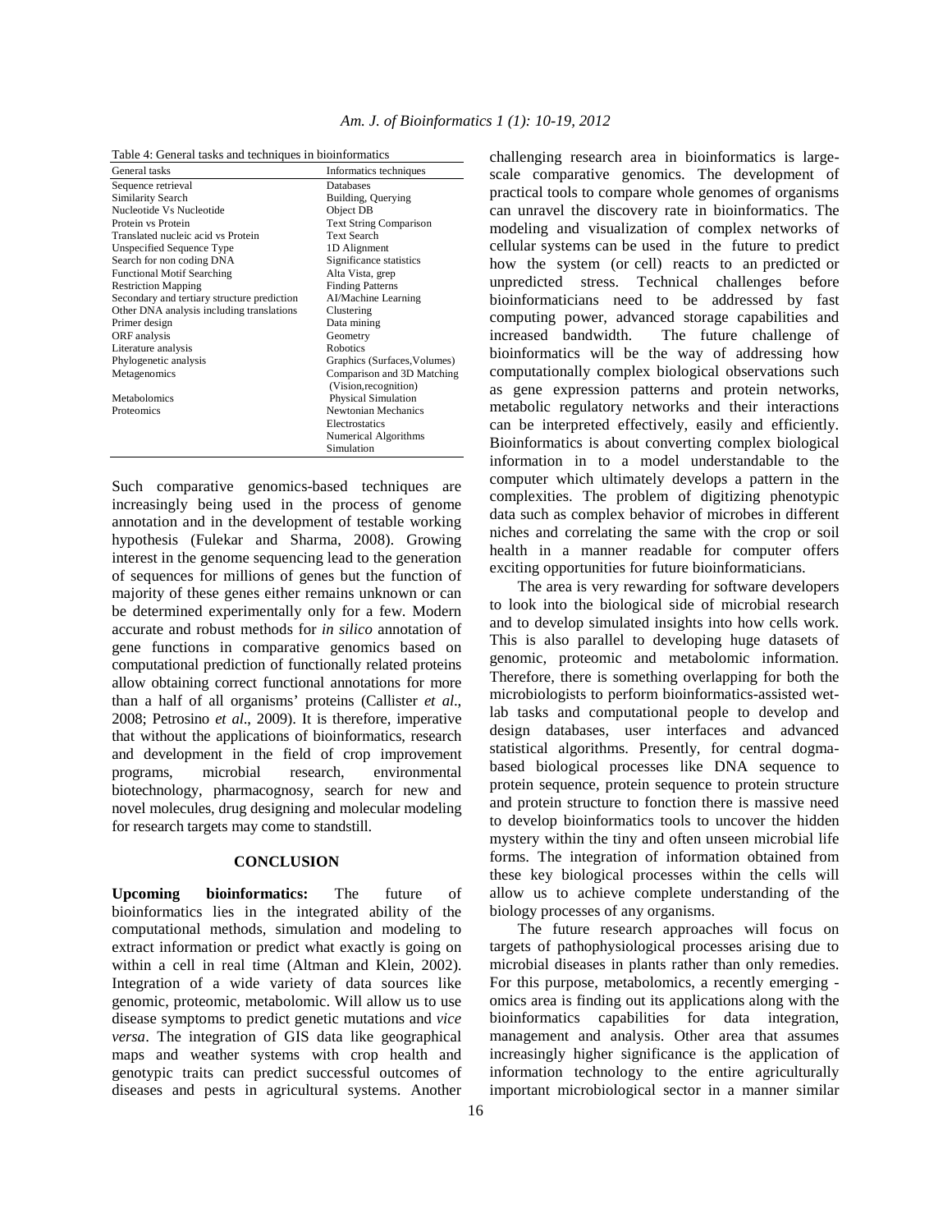Table 4: General tasks and techniques in bioinformatics

| General tasks | Informatics techniques |
|---|---|
| Sequence retrieval | Databases |
| Similarity Search | Building, Querying |
| Nucleotide Vs Nucleotide | Object DB |
| Protein vs Protein | Text String Comparison |
| Translated nucleic acid vs Protein | Text Search |
| Unspecified Sequence Type | 1D Alignment |
| Search for non coding DNA | Significance statistics |
| Functional Motif Searching | Alta Vista, grep |
| Restriction Mapping | Finding Patterns |
| Secondary and tertiary structure prediction | AI/Machine Learning |
| Other DNA analysis including translations | Clustering |
| Primer design | Data mining |
| ORF analysis | Geometry |
| Literature analysis | Robotics |
| Phylogenetic analysis | Graphics (Surfaces,Volumes) |
| Metagenomics | Comparison and 3D Matching (Vision,recognition) |
| Metabolomics | Physical Simulation |
| Proteomics | Newtonian Mechanics |
| | Electrostatics |
| | Numerical Algorithms |
| | Simulation |

Such comparative genomics-based techniques are increasingly being used in the process of genome annotation and in the development of testable working hypothesis (Fulekar and Sharma, 2008). Growing interest in the genome sequencing lead to the generation of sequences for millions of genes but the function of majority of these genes either remains unknown or can be determined experimentally only for a few. Modern accurate and robust methods for *in silico* annotation of gene functions in comparative genomics based on computational prediction of functionally related proteins allow obtaining correct functional annotations for more than a half of all organisms' proteins (Callister *et al*., 2008; Petrosino *et al*., 2009). It is therefore, imperative that without the applications of bioinformatics, research and development in the field of crop improvement programs, microbial research, environmental biotechnology, pharmacognosy, search for new and novel molecules, drug designing and molecular modeling for research targets may come to standstill.

## CONCLUSION

**Upcoming bioinformatics:** The future of bioinformatics lies in the integrated ability of the computational methods, simulation and modeling to extract information or predict what exactly is going on within a cell in real time (Altman and Klein, 2002). Integration of a wide variety of data sources like genomic, proteomic, metabolomic. Will allow us to use disease symptoms to predict genetic mutations and *vice versa*. The integration of GIS data like geographical maps and weather systems with crop health and genotypic traits can predict successful outcomes of diseases and pests in agricultural systems. Another challenging research area in bioinformatics is large-scale comparative genomics. The development of practical tools to compare whole genomes of organisms can unravel the discovery rate in bioinformatics. The modeling and visualization of complex networks of cellular systems can be used in the future to predict how the system (or cell) reacts to an predicted or unpredicted stress. Technical challenges before bioinformaticians need to be addressed by fast computing power, advanced storage capabilities and increased bandwidth. The future challenge of bioinformatics will be the way of addressing how computationally complex biological observations such as gene expression patterns and protein networks, metabolic regulatory networks and their interactions can be interpreted effectively, easily and efficiently. Bioinformatics is about converting complex biological information in to a model understandable to the computer which ultimately develops a pattern in the complexities. The problem of digitizing phenotypic data such as complex behavior of microbes in different niches and correlating the same with the crop or soil health in a manner readable for computer offers exciting opportunities for future bioinformaticians.

The area is very rewarding for software developers to look into the biological side of microbial research and to develop simulated insights into how cells work. This is also parallel to developing huge datasets of genomic, proteomic and metabolomic information. Therefore, there is something overlapping for both the microbiologists to perform bioinformatics-assisted wet-lab tasks and computational people to develop and design databases, user interfaces and advanced statistical algorithms. Presently, for central dogma-based biological processes like DNA sequence to protein sequence, protein sequence to protein structure and protein structure to fonction there is massive need to develop bioinformatics tools to uncover the hidden mystery within the tiny and often unseen microbial life forms. The integration of information obtained from these key biological processes within the cells will allow us to achieve complete understanding of the biology processes of any organisms.

The future research approaches will focus on targets of pathophysiological processes arising due to microbial diseases in plants rather than only remedies. For this purpose, metabolomics, a recently emerging -omics area is finding out its applications along with the bioinformatics capabilities for data integration, management and analysis. Other area that assumes increasingly higher significance is the application of information technology to the entire agriculturally important microbiological sector in a manner similar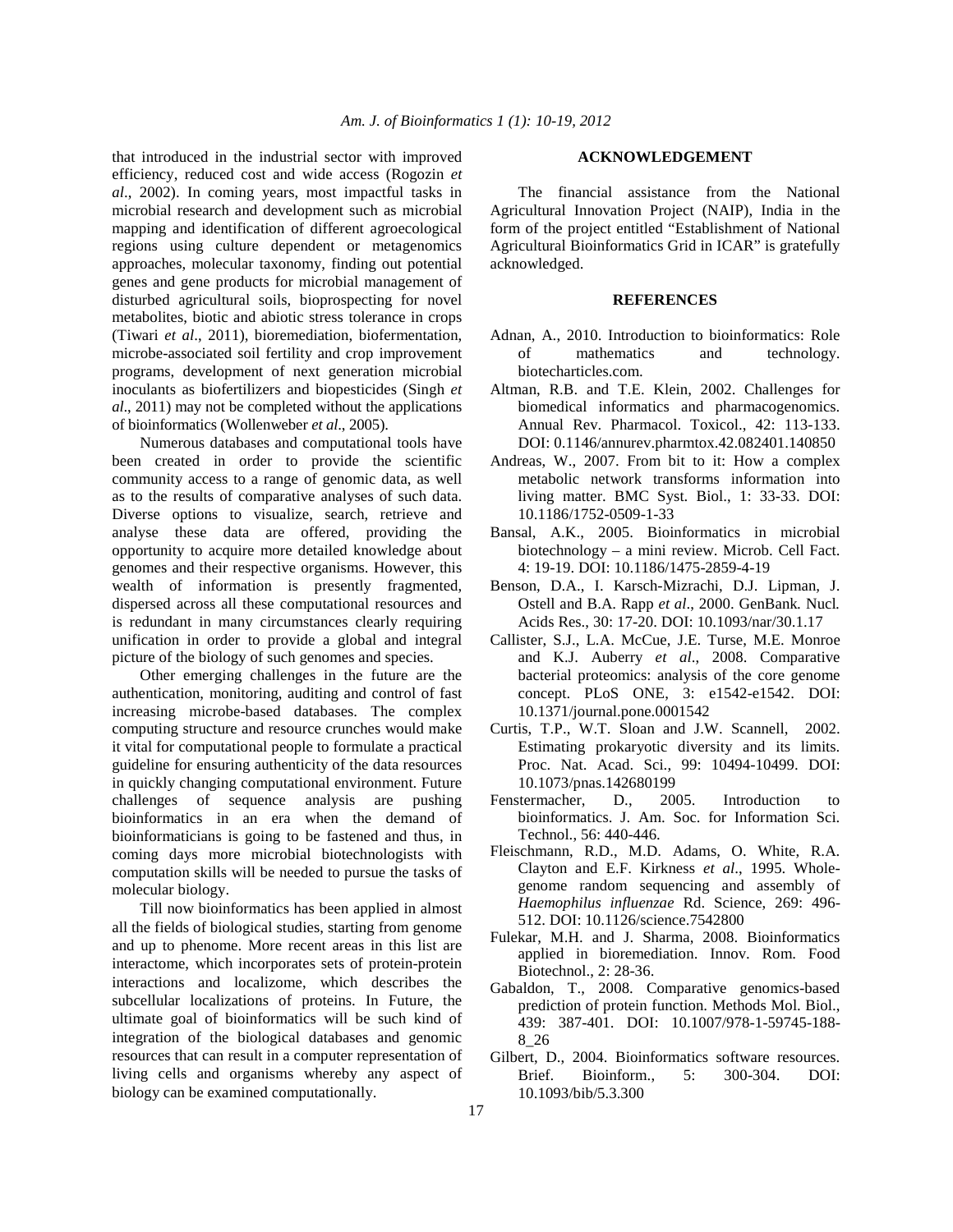that introduced in the industrial sector with improved efficiency, reduced cost and wide access (Rogozin *et al*., 2002). In coming years, most impactful tasks in microbial research and development such as microbial mapping and identification of different agroecological regions using culture dependent or metagenomics approaches, molecular taxonomy, finding out potential genes and gene products for microbial management of disturbed agricultural soils, bioprospecting for novel metabolites, biotic and abiotic stress tolerance in crops (Tiwari *et al*., 2011), bioremediation, biofermentation, microbe-associated soil fertility and crop improvement programs, development of next generation microbial inoculants as biofertilizers and biopesticides (Singh *et al*., 2011) may not be completed without the applications of bioinformatics (Wollenweber *et al*., 2005).

Numerous databases and computational tools have been created in order to provide the scientific community access to a range of genomic data, as well as to the results of comparative analyses of such data. Diverse options to visualize, search, retrieve and analyse these data are offered, providing the opportunity to acquire more detailed knowledge about genomes and their respective organisms. However, this wealth of information is presently fragmented, dispersed across all these computational resources and is redundant in many circumstances clearly requiring unification in order to provide a global and integral picture of the biology of such genomes and species.

Other emerging challenges in the future are the authentication, monitoring, auditing and control of fast increasing microbe-based databases. The complex computing structure and resource crunches would make it vital for computational people to formulate a practical guideline for ensuring authenticity of the data resources in quickly changing computational environment. Future challenges of sequence analysis are pushing bioinformatics in an era when the demand of bioinformaticians is going to be fastened and thus, in coming days more microbial biotechnologists with computation skills will be needed to pursue the tasks of molecular biology.

Till now bioinformatics has been applied in almost all the fields of biological studies, starting from genome and up to phenome. More recent areas in this list are interactome, which incorporates sets of protein-protein interactions and localizome, which describes the subcellular localizations of proteins. In Future, the ultimate goal of bioinformatics will be such kind of integration of the biological databases and genomic resources that can result in a computer representation of living cells and organisms whereby any aspect of biology can be examined computationally.

## ACKNOWLEDGEMENT

The financial assistance from the National Agricultural Innovation Project (NAIP), India in the form of the project entitled "Establishment of National Agricultural Bioinformatics Grid in ICAR" is gratefully acknowledged.

## REFERENCES

Adnan, A., 2010. Introduction to bioinformatics: Role of mathematics and technology. biotecharticles.com.

Altman, R.B. and T.E. Klein, 2002. Challenges for biomedical informatics and pharmacogenomics. Annual Rev. Pharmacol. Toxicol., 42: 113-133. DOI: 0.1146/annurev.pharmtox.42.082401.140850

Andreas, W., 2007. From bit to it: How a complex metabolic network transforms information into living matter. BMC Syst. Biol., 1: 33-33. DOI: 10.1186/1752-0509-1-33

Bansal, A.K., 2005. Bioinformatics in microbial biotechnology – a mini review. Microb. Cell Fact. 4: 19-19. DOI: 10.1186/1475-2859-4-19

Benson, D.A., I. Karsch-Mizrachi, D.J. Lipman, J. Ostell and B.A. Rapp *et al*., 2000. GenBank. Nucl. Acids Res., 30: 17-20. DOI: 10.1093/nar/30.1.17

Callister, S.J., L.A. McCue, J.E. Turse, M.E. Monroe and K.J. Auberry *et al*., 2008. Comparative bacterial proteomics: analysis of the core genome concept. PLoS ONE, 3: e1542-e1542. DOI: 10.1371/journal.pone.0001542

Curtis, T.P., W.T. Sloan and J.W. Scannell, 2002. Estimating prokaryotic diversity and its limits. Proc. Nat. Acad. Sci., 99: 10494-10499. DOI: 10.1073/pnas.142680199

Fenstermacher, D., 2005. Introduction to bioinformatics. J. Am. Soc. for Information Sci. Technol., 56: 440-446.

Fleischmann, R.D., M.D. Adams, O. White, R.A. Clayton and E.F. Kirkness *et al*., 1995. Whole-genome random sequencing and assembly of *Haemophilus influenzae* Rd. Science, 269: 496-512. DOI: 10.1126/science.7542800

Fulekar, M.H. and J. Sharma, 2008. Bioinformatics applied in bioremediation. Innov. Rom. Food Biotechnol., 2: 28-36.

Gabaldon, T., 2008. Comparative genomics-based prediction of protein function. Methods Mol. Biol., 439: 387-401. DOI: 10.1007/978-1-59745-188-8_26

Gilbert, D., 2004. Bioinformatics software resources. Brief. Bioinform., 5: 300-304. DOI: 10.1093/bib/5.3.300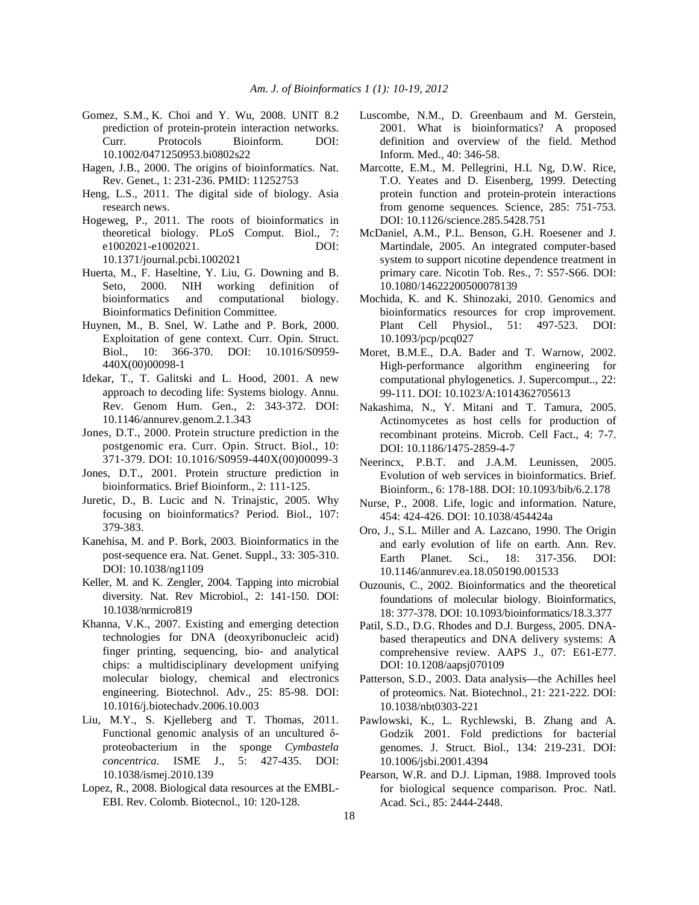Gomez, S.M., K. Choi and Y. Wu, 2008. UNIT 8.2 prediction of protein-protein interaction networks. Curr. Protocols Bioinform. DOI: 10.1002/0471250953.bi0802s22

Hagen, J.B., 2000. The origins of bioinformatics. Nat. Rev. Genet., 1: 231-236. PMID: 11252753

Heng, L.S., 2011. The digital side of biology. Asia research news.

Hogeweg, P., 2011. The roots of bioinformatics in theoretical biology. PLoS Comput. Biol., 7: e1002021-e1002021. DOI: 10.1371/journal.pcbi.1002021

Huerta, M., F. Haseltine, Y. Liu, G. Downing and B. Seto, 2000. NIH working definition of bioinformatics and computational biology. Bioinformatics Definition Committee.

Huynen, M., B. Snel, W. Lathe and P. Bork, 2000. Exploitation of gene context. Curr. Opin. Struct. Biol., 10: 366-370. DOI: 10.1016/S0959-440X(00)00098-1

Idekar, T., T. Galitski and L. Hood, 2001. A new approach to decoding life: Systems biology. Annu. Rev. Genom Hum. Gen., 2: 343-372. DOI: 10.1146/annurev.genom.2.1.343

Jones, D.T., 2000. Protein structure prediction in the postgenomic era. Curr. Opin. Struct. Biol., 10: 371-379. DOI: 10.1016/S0959-440X(00)00099-3

Jones, D.T., 2001. Protein structure prediction in bioinformatics. Brief Bioinform., 2: 111-125.

Juretic, D., B. Lucic and N. Trinajstic, 2005. Why focusing on bioinformatics? Period. Biol., 107: 379-383.

Kanehisa, M. and P. Bork, 2003. Bioinformatics in the post-sequence era. Nat. Genet. Suppl., 33: 305-310. DOI: 10.1038/ng1109

Keller, M. and K. Zengler, 2004. Tapping into microbial diversity. Nat. Rev Microbiol., 2: 141-150. DOI: 10.1038/nrmicro819

Khanna, V.K., 2007. Existing and emerging detection technologies for DNA (deoxyribonucleic acid) finger printing, sequencing, bio- and analytical chips: a multidisciplinary development unifying molecular biology, chemical and electronics engineering. Biotechnol. Adv., 25: 85-98. DOI: 10.1016/j.biotechadv.2006.10.003

Liu, M.Y., S. Kjelleberg and T. Thomas, 2011. Functional genomic analysis of an uncultured δ-proteobacterium in the sponge *Cymbastela concentrica*. ISME J., 5: 427-435. DOI: 10.1038/ismej.2010.139

Lopez, R., 2008. Biological data resources at the EMBL-EBI. Rev. Colomb. Biotecnol., 10: 120-128.

Luscombe, N.M., D. Greenbaum and M. Gerstein, 2001. What is bioinformatics? A proposed definition and overview of the field. Method Inform. Med., 40: 346-58.

Marcotte, E.M., M. Pellegrini, H.L Ng, D.W. Rice, T.O. Yeates and D. Eisenberg, 1999. Detecting protein function and protein-protein interactions from genome sequences. Science, 285: 751-753. DOI: 10.1126/science.285.5428.751

McDaniel, A.M., P.L. Benson, G.H. Roesener and J. Martindale, 2005. An integrated computer-based system to support nicotine dependence treatment in primary care. Nicotin Tob. Res., 7: S57-S66. DOI: 10.1080/14622200500078139

Mochida, K. and K. Shinozaki, 2010. Genomics and bioinformatics resources for crop improvement. Plant Cell Physiol., 51: 497-523. DOI: 10.1093/pcp/pcq027

Moret, B.M.E., D.A. Bader and T. Warnow, 2002. High-performance algorithm engineering for computational phylogenetics. J. Supercomput.., 22: 99-111. DOI: 10.1023/A:1014362705613

Nakashima, N., Y. Mitani and T. Tamura, 2005. Actinomycetes as host cells for production of recombinant proteins. Microb. Cell Fact., 4: 7-7. DOI: 10.1186/1475-2859-4-7

Neerincx, P.B.T. and J.A.M. Leunissen, 2005. Evolution of web services in bioinformatics. Brief. Bioinform., 6: 178-188. DOI: 10.1093/bib/6.2.178

Nurse, P., 2008. Life, logic and information. Nature, 454: 424-426. DOI: 10.1038/454424a

Oro, J., S.L. Miller and A. Lazcano, 1990. The Origin and early evolution of life on earth. Ann. Rev. Earth Planet. Sci., 18: 317-356. DOI: 10.1146/annurev.ea.18.050190.001533

Ouzounis, C., 2002. Bioinformatics and the theoretical foundations of molecular biology. Bioinformatics, 18: 377-378. DOI: 10.1093/bioinformatics/18.3.377

Patil, S.D., D.G. Rhodes and D.J. Burgess, 2005. DNA-based therapeutics and DNA delivery systems: A comprehensive review. AAPS J., 07: E61-E77. DOI: 10.1208/aapsj070109

Patterson, S.D., 2003. Data analysis—the Achilles heel of proteomics. Nat. Biotechnol., 21: 221-222. DOI: 10.1038/nbt0303-221

Pawlowski, K., L. Rychlewski, B. Zhang and A. Godzik 2001. Fold predictions for bacterial genomes. J. Struct. Biol., 134: 219-231. DOI: 10.1006/jsbi.2001.4394

Pearson, W.R. and D.J. Lipman, 1988. Improved tools for biological sequence comparison. Proc. Natl. Acad. Sci., 85: 2444-2448.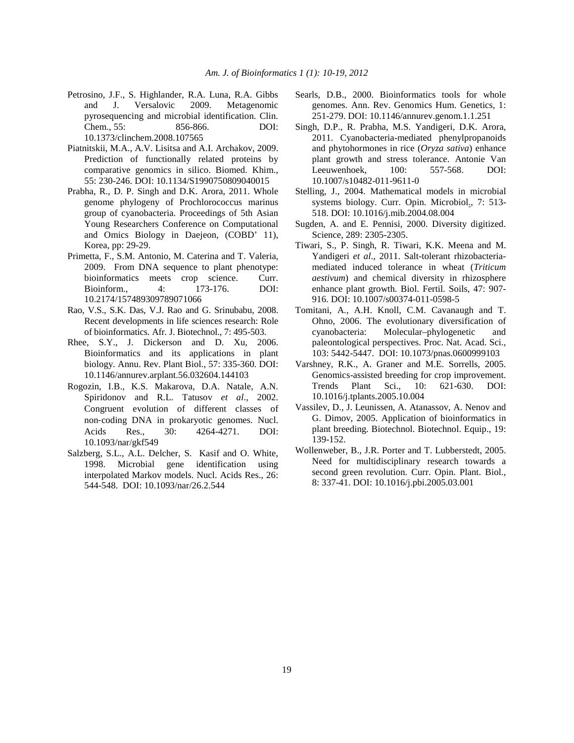Petrosino, J.F., S. Highlander, R.A. Luna, R.A. Gibbs and J. Versalovic 2009. Metagenomic pyrosequencing and microbial identification. Clin. Chem., 55: 856-866. DOI: 10.1373/clinchem.2008.107565

Piatnitskii, M.A., A.V. Lisitsa and A.I. Archakov, 2009. Prediction of functionally related proteins by comparative genomics in silico. Biomed. Khim., 55: 230-246. DOI: 10.1134/S1990750809040015

Prabha, R., D. P. Singh and D.K. Arora, 2011. Whole genome phylogeny of Prochlorococcus marinus group of cyanobacteria. Proceedings of 5th Asian Young Researchers Conference on Computational and Omics Biology in Daejeon, (COBD' 11), Korea, pp: 29-29.

Primetta, F., S.M. Antonio, M. Caterina and T. Valeria, 2009. From DNA sequence to plant phenotype: bioinformatics meets crop science. Curr. Bioinform., 4: 173-176. DOI: 10.2174/157489309789071066

Rao, V.S., S.K. Das, V.J. Rao and G. Srinubabu, 2008. Recent developments in life sciences research: Role of bioinformatics. Afr. J. Biotechnol., 7: 495-503.

Rhee, S.Y., J. Dickerson and D. Xu, 2006. Bioinformatics and its applications in plant biology. Annu. Rev. Plant Biol., 57: 335-360. DOI: 10.1146/annurev.arplant.56.032604.144103

Rogozin, I.B., K.S. Makarova, D.A. Natale, A.N. Spiridonov and R.L. Tatusov *et al*., 2002. Congruent evolution of different classes of non-coding DNA in prokaryotic genomes. Nucl. Acids Res., 30: 4264-4271. DOI: 10.1093/nar/gkf549

Salzberg, S.L., A.L. Delcher, S. Kasif and O. White, 1998. Microbial gene identification using interpolated Markov models. Nucl. Acids Res., 26: 544-548. DOI: 10.1093/nar/26.2.544

Searls, D.B., 2000. Bioinformatics tools for whole genomes. Ann. Rev. Genomics Hum. Genetics, 1: 251-279. DOI: 10.1146/annurev.genom.1.1.251

Singh, D.P., R. Prabha, M.S. Yandigeri, D.K. Arora, 2011. Cyanobacteria-mediated phenylpropanoids and phytohormones in rice (*Oryza sativa*) enhance plant growth and stress tolerance. Antonie Van Leeuwenhoek, 100: 557-568. DOI: 10.1007/s10482-011-9611-0

Stelling, J., 2004. Mathematical models in microbial systems biology. Curr. Opin. Microbiol., 7: 513-518. DOI: 10.1016/j.mib.2004.08.004

Sugden, A. and E. Pennisi, 2000. Diversity digitized. Science, 289: 2305-2305.

Tiwari, S., P. Singh, R. Tiwari, K.K. Meena and M. Yandigeri *et al*., 2011. Salt-tolerant rhizobacteria-mediated induced tolerance in wheat (*Triticum aestivum*) and chemical diversity in rhizosphere enhance plant growth. Biol. Fertil. Soils, 47: 907-916. DOI: 10.1007/s00374-011-0598-5

Tomitani, A., A.H. Knoll, C.M. Cavanaugh and T. Ohno, 2006. The evolutionary diversification of cyanobacteria: Molecular–phylogenetic and paleontological perspectives. Proc. Nat. Acad. Sci., 103: 5442-5447. DOI: 10.1073/pnas.0600999103

Varshney, R.K., A. Graner and M.E. Sorrells, 2005. Genomics-assisted breeding for crop improvement. Trends Plant Sci., 10: 621-630. DOI: 10.1016/j.tplants.2005.10.004

Vassilev, D., J. Leunissen, A. Atanassov, A. Nenov and G. Dimov, 2005. Application of bioinformatics in plant breeding. Biotechnol. Biotechnol. Equip., 19: 139-152.

Wollenweber, B., J.R. Porter and T. Lubberstedt, 2005. Need for multidisciplinary research towards a second green revolution. Curr. Opin. Plant. Biol., 8: 337-41. DOI: 10.1016/j.pbi.2005.03.001